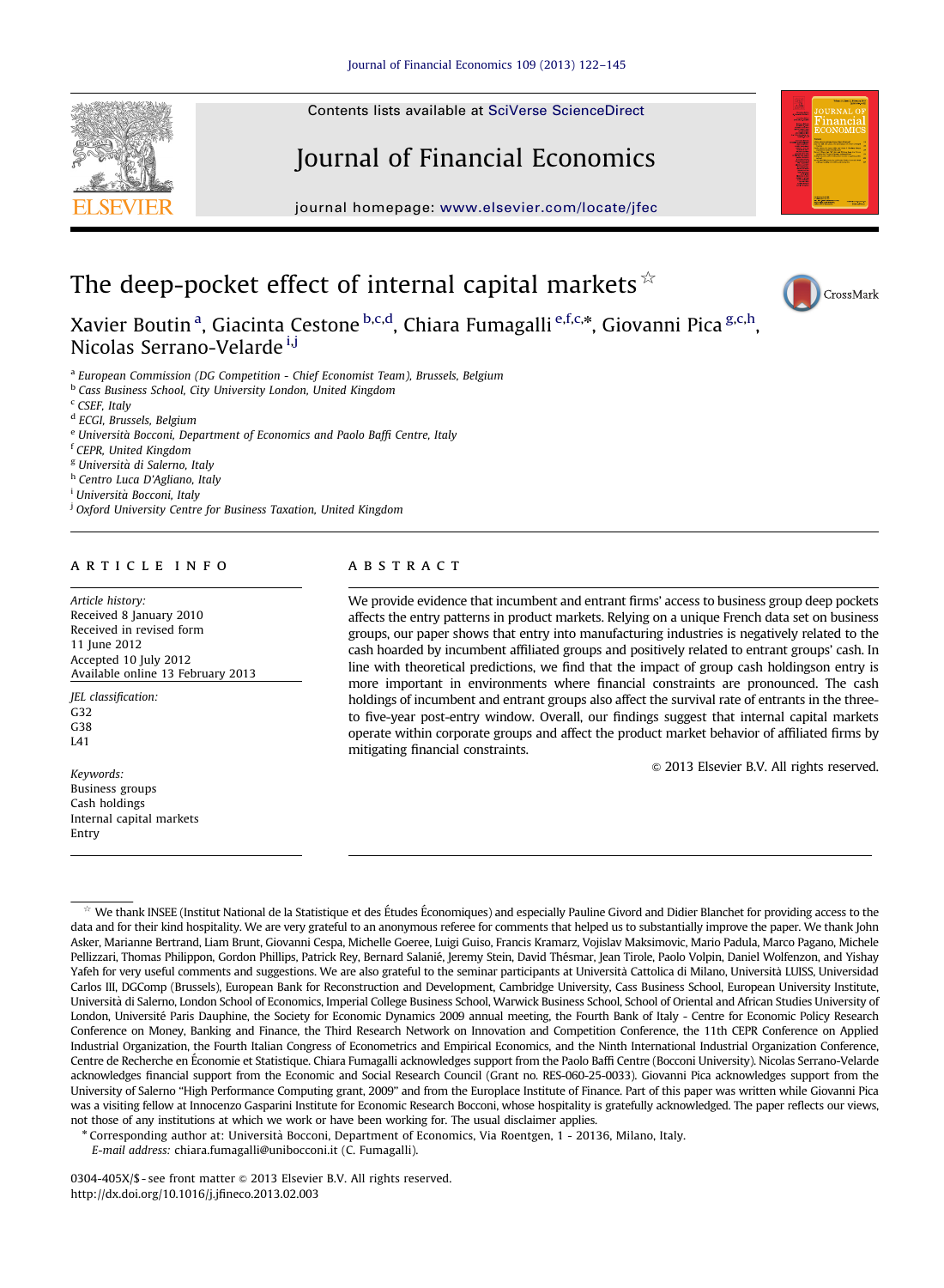# The deep-pocket effect of internal capital markets ☆

Xavier Boutin [a], Giacinta Cestone [b,c,d], Chiara Fumagalli [e,f,c,*], Giovanni Pica [g,c,h], Nicolas Serrano-Velarde [i,j]

[a] European Commission (DG Competition - Chief Economist Team), Brussels, Belgium
[b] Cass Business School, City University London, United Kingdom
[c] CSEF, Italy
[d] ECGI, Brussels, Belgium
[e] Università Bocconi, Department of Economics and Paolo Baffi Centre, Italy
[f] CEPR, United Kingdom
[g] Università di Salerno, Italy
[h] Centro Luca D'Agliano, Italy
[i] Università Bocconi, Italy
[j] Oxford University Centre for Business Taxation, United Kingdom

## ARTICLE INFO

*Article history:*
Received 8 January 2010
Received in revised form 11 June 2012
Accepted 10 July 2012
Available online 13 February 2013

*JEL classification:*
G32
G38
L41

*Keywords:*
Business groups
Cash holdings
Internal capital markets
Entry

## ABSTRACT

We provide evidence that incumbent and entrant firms' access to business group deep pockets affects the entry patterns in product markets. Relying on a unique French data set on business groups, our paper shows that entry into manufacturing industries is negatively related to the cash hoarded by incumbent affiliated groups and positively related to entrant groups' cash. In line with theoretical predictions, we find that the impact of group cash holdingson entry is more important in environments where financial constraints are pronounced. The cash holdings of incumbent and entrant groups also affect the survival rate of entrants in the three- to five-year post-entry window. Overall, our findings suggest that internal capital markets operate within corporate groups and affect the product market behavior of affiliated firms by mitigating financial constraints.

© 2013 Elsevier B.V. All rights reserved.

---

☆ We thank INSEE (Institut National de la Statistique et des Études Économiques) and especially Pauline Givord and Didier Blanchet for providing access to the data and for their kind hospitality. We are very grateful to an anonymous referee for comments that helped us to substantially improve the paper. We thank John Asker, Marianne Bertrand, Liam Brunt, Giovanni Cespa, Michelle Goeree, Luigi Guiso, Francis Kramarz, Vojislav Maksimovic, Mario Padula, Marco Pagano, Michele Pellizzari, Thomas Philippon, Gordon Phillips, Patrick Rey, Bernard Salanié, Jeremy Stein, David Thésmar, Jean Tirole, Paolo Volpin, Daniel Wolfenzon, and Yishay Yafeh for very useful comments and suggestions. We are also grateful to the seminar participants at Università Cattolica di Milano, Università LUISS, Universidad Carlos III, DGComp (Brussels), European Bank for Reconstruction and Development, Cambridge University, Cass Business School, European University Institute, Università di Salerno, London School of Economics, Imperial College Business School, Warwick Business School, School of Oriental and African Studies University of London, Université Paris Dauphine, the Society for Economic Dynamics 2009 annual meeting, the Fourth Bank of Italy - Centre for Economic Policy Research Conference on Money, Banking and Finance, the Third Research Network on Innovation and Competition Conference, the 11th CEPR Conference on Applied Industrial Organization, the Fourth Italian Congress of Econometrics and Empirical Economics, and the Ninth International Industrial Organization Conference, Centre de Recherche en Économie et Statistique. Chiara Fumagalli acknowledges support from the Paolo Baffi Centre (Bocconi University). Nicolas Serrano-Velarde acknowledges financial support from the Economic and Social Research Council (Grant no. RES-060-25-0033). Giovanni Pica acknowledges support from the University of Salerno "High Performance Computing grant, 2009" and from the Europlace Institute of Finance. Part of this paper was written while Giovanni Pica was a visiting fellow at Innocenzo Gasparini Institute for Economic Research Bocconi, whose hospitality is gratefully acknowledged. The paper reflects our views, not those of any institutions at which we work or have been working for. The usual disclaimer applies.

\* Corresponding author at: Università Bocconi, Department of Economics, Via Roentgen, 1 - 20136, Milano, Italy.
*E-mail address:* chiara.fumagalli@unibocconi.it (C. Fumagalli).

0304-405X/$ - see front matter © 2013 Elsevier B.V. All rights reserved.
http://dx.doi.org/10.1016/j.jfineco.2013.02.003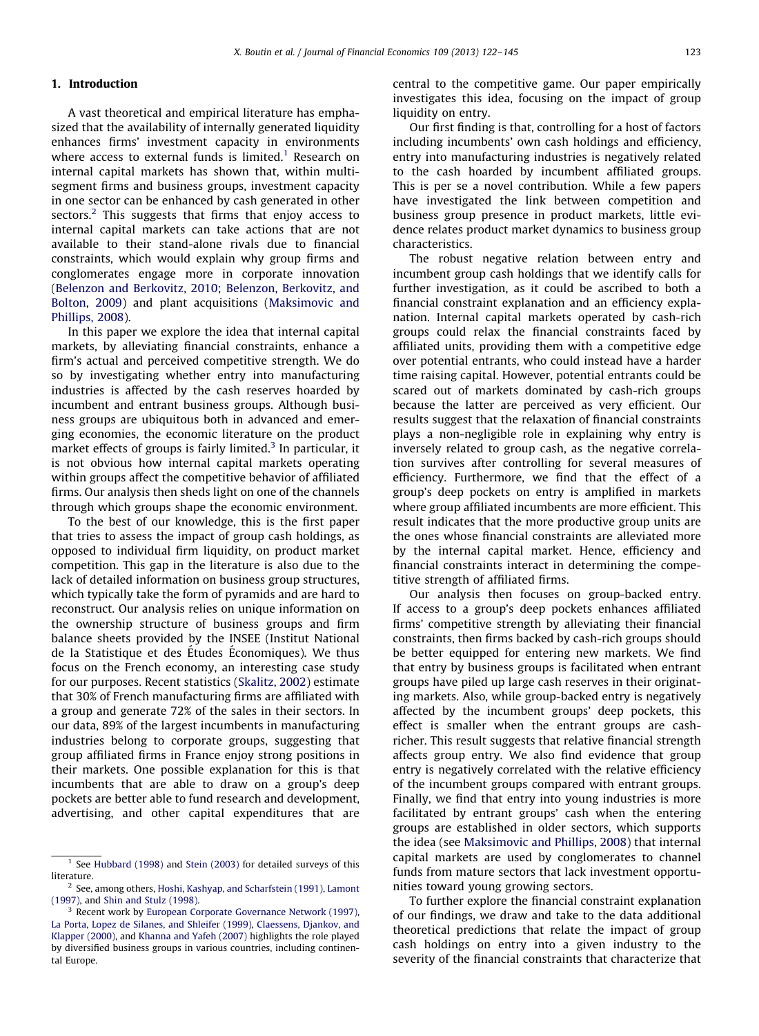## 1. Introduction

A vast theoretical and empirical literature has emphasized that the availability of internally generated liquidity enhances firms' investment capacity in environments where access to external funds is limited.[1] Research on internal capital markets has shown that, within multisegment firms and business groups, investment capacity in one sector can be enhanced by cash generated in other sectors.[2] This suggests that firms that enjoy access to internal capital markets can take actions that are not available to their stand-alone rivals due to financial constraints, which would explain why group firms and conglomerates engage more in corporate innovation (Belenzon and Berkovitz, 2010; Belenzon, Berkovitz, and Bolton, 2009) and plant acquisitions (Maksimovic and Phillips, 2008).

In this paper we explore the idea that internal capital markets, by alleviating financial constraints, enhance a firm's actual and perceived competitive strength. We do so by investigating whether entry into manufacturing industries is affected by the cash reserves hoarded by incumbent and entrant business groups. Although business groups are ubiquitous both in advanced and emerging economies, the economic literature on the product market effects of groups is fairly limited.[3] In particular, it is not obvious how internal capital markets operating within groups affect the competitive behavior of affiliated firms. Our analysis then sheds light on one of the channels through which groups shape the economic environment.

To the best of our knowledge, this is the first paper that tries to assess the impact of group cash holdings, as opposed to individual firm liquidity, on product market competition. This gap in the literature is also due to the lack of detailed information on business group structures, which typically take the form of pyramids and are hard to reconstruct. Our analysis relies on unique information on the ownership structure of business groups and firm balance sheets provided by the INSEE (Institut National de la Statistique et des Études Économiques). We thus focus on the French economy, an interesting case study for our purposes. Recent statistics (Skalitz, 2002) estimate that 30% of French manufacturing firms are affiliated with a group and generate 72% of the sales in their sectors. In our data, 89% of the largest incumbents in manufacturing industries belong to corporate groups, suggesting that group affiliated firms in France enjoy strong positions in their markets. One possible explanation for this is that incumbents that are able to draw on a group's deep pockets are better able to fund research and development, advertising, and other capital expenditures that are central to the competitive game. Our paper empirically investigates this idea, focusing on the impact of group liquidity on entry.

Our first finding is that, controlling for a host of factors including incumbents' own cash holdings and efficiency, entry into manufacturing industries is negatively related to the cash hoarded by incumbent affiliated groups. This is per se a novel contribution. While a few papers have investigated the link between competition and business group presence in product markets, little evidence relates product market dynamics to business group characteristics.

The robust negative relation between entry and incumbent group cash holdings that we identify calls for further investigation, as it could be ascribed to both a financial constraint explanation and an efficiency explanation. Internal capital markets operated by cash-rich groups could relax the financial constraints faced by affiliated units, providing them with a competitive edge over potential entrants, who could instead have a harder time raising capital. However, potential entrants could be scared out of markets dominated by cash-rich groups because the latter are perceived as very efficient. Our results suggest that the relaxation of financial constraints plays a non-negligible role in explaining why entry is inversely related to group cash, as the negative correlation survives after controlling for several measures of efficiency. Furthermore, we find that the effect of a group's deep pockets on entry is amplified in markets where group affiliated incumbents are more efficient. This result indicates that the more productive group units are the ones whose financial constraints are alleviated more by the internal capital market. Hence, efficiency and financial constraints interact in determining the competitive strength of affiliated firms.

Our analysis then focuses on group-backed entry. If access to a group's deep pockets enhances affiliated firms' competitive strength by alleviating their financial constraints, then firms backed by cash-rich groups should be better equipped for entering new markets. We find that entry by business groups is facilitated when entrant groups have piled up large cash reserves in their originating markets. Also, while group-backed entry is negatively affected by the incumbent groups' deep pockets, this effect is smaller when the entrant groups are cash-richer. This result suggests that relative financial strength affects group entry. We also find evidence that group entry is negatively correlated with the relative efficiency of the incumbent groups compared with entrant groups. Finally, we find that entry into young industries is more facilitated by entrant groups' cash when the entering groups are established in older sectors, which supports the idea (see Maksimovic and Phillips, 2008) that internal capital markets are used by conglomerates to channel funds from mature sectors that lack investment opportunities toward young growing sectors.

To further explore the financial constraint explanation of our findings, we draw and take to the data additional theoretical predictions that relate the impact of group cash holdings on entry into a given industry to the severity of the financial constraints that characterize that

[1] See Hubbard (1998) and Stein (2003) for detailed surveys of this literature.

[2] See, among others, Hoshi, Kashyap, and Scharfstein (1991), Lamont (1997), and Shin and Stulz (1998).

[3] Recent work by European Corporate Governance Network (1997), La Porta, Lopez de Silanes, and Shleifer (1999), Claessens, Djankov, and Klapper (2000), and Khanna and Yafeh (2007) highlights the role played by diversified business groups in various countries, including continental Europe.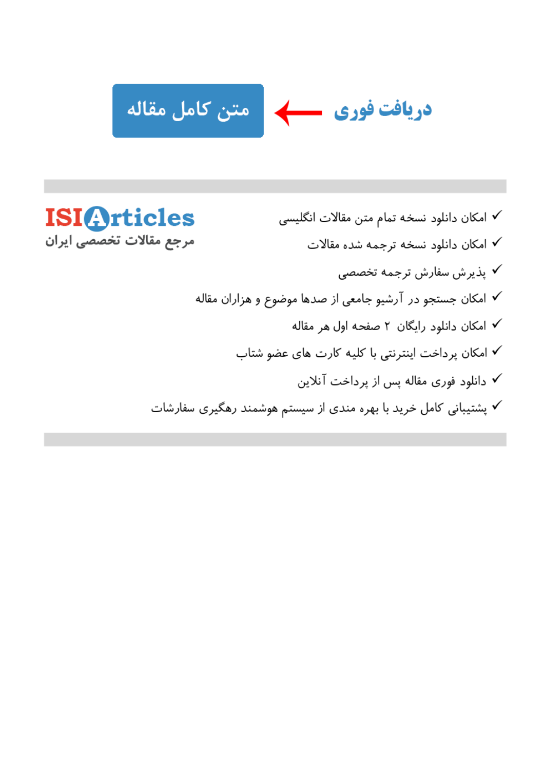دریافت فوری ← **متن کامل مقاله**

**ISIArticles**
مرجع مقالات تخصصی ایران

- ✓ امکان دانلود نسخه تمام متن مقالات انگلیسی
- ✓ امکان دانلود نسخه ترجمه شده مقالات
- ✓ پذیرش سفارش ترجمه تخصصی
- ✓ امکان جستجو در آرشیو جامعی از صدها موضوع و هزاران مقاله
- ✓ امکان دانلود رایگان ۲ صفحه اول هر مقاله
- ✓ امکان پرداخت اینترنتی با کلیه کارت های عضو شتاب
- ✓ دانلود فوری مقاله پس از پرداخت آنلاین
- ✓ پشتیبانی کامل خرید با بهره مندی از سیستم هوشمند رهگیری سفارشات